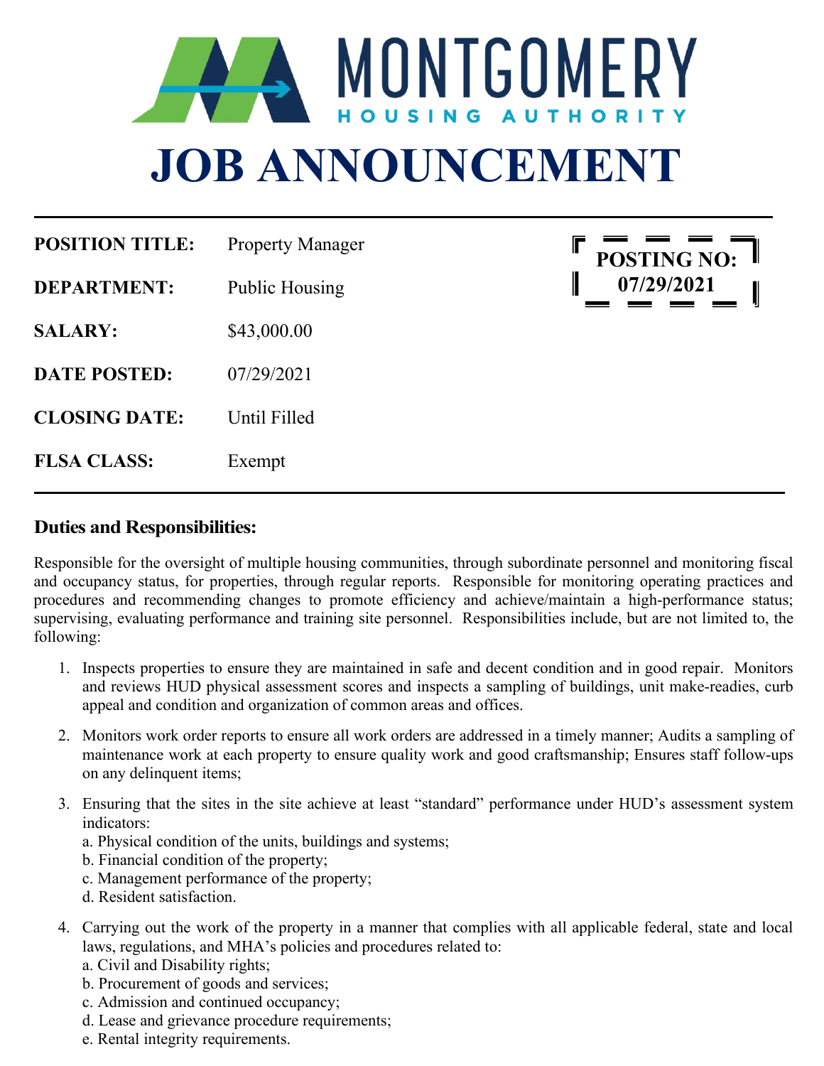MONTGOMERY
HOUSING AUTHORITY

# JOB ANNOUNCEMENT

**POSTING NO: 07/29/2021**

| | |
|---|---|
| **POSITION TITLE:** | Property Manager |
| **DEPARTMENT:** | Public Housing |
| **SALARY:** | $43,000.00 |
| **DATE POSTED:** | 07/29/2021 |
| **CLOSING DATE:** | Until Filled |
| **FLSA CLASS:** | Exempt |

## Duties and Responsibilities:

Responsible for the oversight of multiple housing communities, through subordinate personnel and monitoring fiscal and occupancy status, for properties, through regular reports. Responsible for monitoring operating practices and procedures and recommending changes to promote efficiency and achieve/maintain a high-performance status; supervising, evaluating performance and training site personnel. Responsibilities include, but are not limited to, the following:

1. Inspects properties to ensure they are maintained in safe and decent condition and in good repair. Monitors and reviews HUD physical assessment scores and inspects a sampling of buildings, unit make-readies, curb appeal and condition and organization of common areas and offices.
2. Monitors work order reports to ensure all work orders are addressed in a timely manner; Audits a sampling of maintenance work at each property to ensure quality work and good craftsmanship; Ensures staff follow-ups on any delinquent items;
3. Ensuring that the sites in the site achieve at least "standard" performance under HUD's assessment system indicators:
   a. Physical condition of the units, buildings and systems;
   b. Financial condition of the property;
   c. Management performance of the property;
   d. Resident satisfaction.
4. Carrying out the work of the property in a manner that complies with all applicable federal, state and local laws, regulations, and MHA's policies and procedures related to:
   a. Civil and Disability rights;
   b. Procurement of goods and services;
   c. Admission and continued occupancy;
   d. Lease and grievance procedure requirements;
   e. Rental integrity requirements.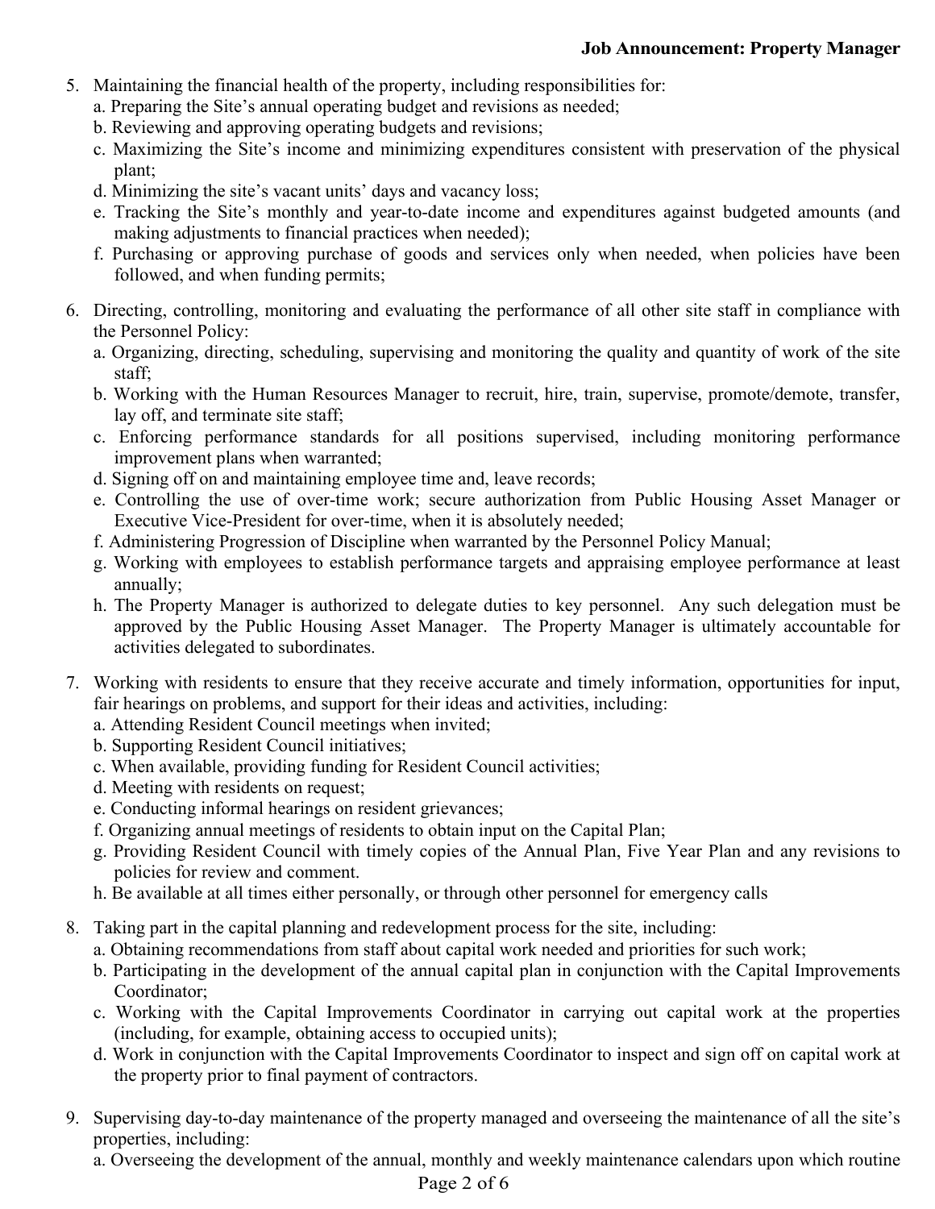5. Maintaining the financial health of the property, including responsibilities for:
   a. Preparing the Site's annual operating budget and revisions as needed;
   b. Reviewing and approving operating budgets and revisions;
   c. Maximizing the Site's income and minimizing expenditures consistent with preservation of the physical plant;
   d. Minimizing the site's vacant units' days and vacancy loss;
   e. Tracking the Site's monthly and year-to-date income and expenditures against budgeted amounts (and making adjustments to financial practices when needed);
   f. Purchasing or approving purchase of goods and services only when needed, when policies have been followed, and when funding permits;

6. Directing, controlling, monitoring and evaluating the performance of all other site staff in compliance with the Personnel Policy:
   a. Organizing, directing, scheduling, supervising and monitoring the quality and quantity of work of the site staff;
   b. Working with the Human Resources Manager to recruit, hire, train, supervise, promote/demote, transfer, lay off, and terminate site staff;
   c. Enforcing performance standards for all positions supervised, including monitoring performance improvement plans when warranted;
   d. Signing off on and maintaining employee time and, leave records;
   e. Controlling the use of over-time work; secure authorization from Public Housing Asset Manager or Executive Vice-President for over-time, when it is absolutely needed;
   f. Administering Progression of Discipline when warranted by the Personnel Policy Manual;
   g. Working with employees to establish performance targets and appraising employee performance at least annually;
   h. The Property Manager is authorized to delegate duties to key personnel. Any such delegation must be approved by the Public Housing Asset Manager. The Property Manager is ultimately accountable for activities delegated to subordinates.

7. Working with residents to ensure that they receive accurate and timely information, opportunities for input, fair hearings on problems, and support for their ideas and activities, including:
   a. Attending Resident Council meetings when invited;
   b. Supporting Resident Council initiatives;
   c. When available, providing funding for Resident Council activities;
   d. Meeting with residents on request;
   e. Conducting informal hearings on resident grievances;
   f. Organizing annual meetings of residents to obtain input on the Capital Plan;
   g. Providing Resident Council with timely copies of the Annual Plan, Five Year Plan and any revisions to policies for review and comment.
   h. Be available at all times either personally, or through other personnel for emergency calls

8. Taking part in the capital planning and redevelopment process for the site, including:
   a. Obtaining recommendations from staff about capital work needed and priorities for such work;
   b. Participating in the development of the annual capital plan in conjunction with the Capital Improvements Coordinator;
   c. Working with the Capital Improvements Coordinator in carrying out capital work at the properties (including, for example, obtaining access to occupied units);
   d. Work in conjunction with the Capital Improvements Coordinator to inspect and sign off on capital work at the property prior to final payment of contractors.

9. Supervising day-to-day maintenance of the property managed and overseeing the maintenance of all the site's properties, including:
   a. Overseeing the development of the annual, monthly and weekly maintenance calendars upon which routine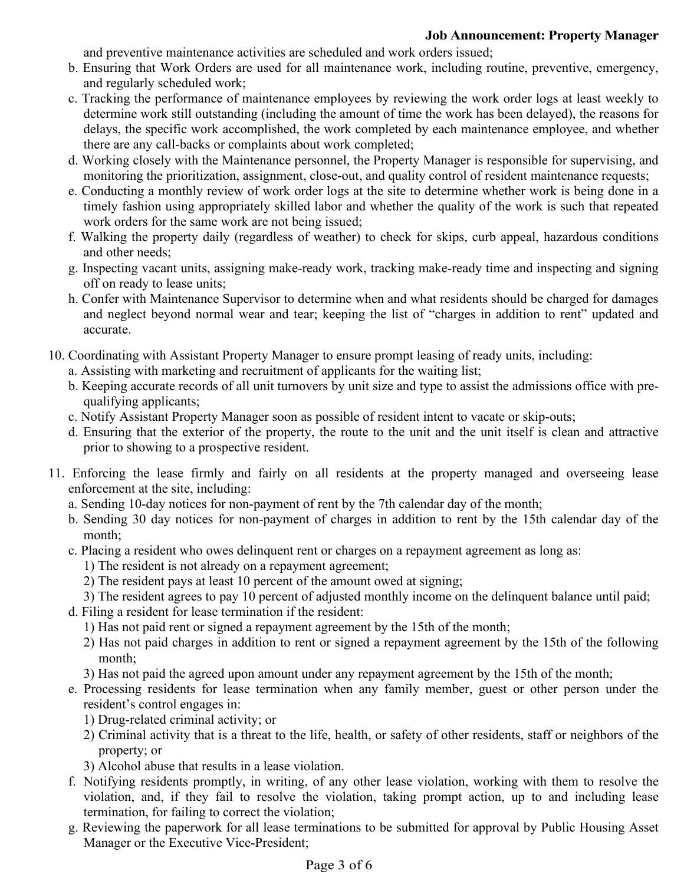and preventive maintenance activities are scheduled and work orders issued;

b. Ensuring that Work Orders are used for all maintenance work, including routine, preventive, emergency, and regularly scheduled work;

c. Tracking the performance of maintenance employees by reviewing the work order logs at least weekly to determine work still outstanding (including the amount of time the work has been delayed), the reasons for delays, the specific work accomplished, the work completed by each maintenance employee, and whether there are any call-backs or complaints about work completed;

d. Working closely with the Maintenance personnel, the Property Manager is responsible for supervising, and monitoring the prioritization, assignment, close-out, and quality control of resident maintenance requests;

e. Conducting a monthly review of work order logs at the site to determine whether work is being done in a timely fashion using appropriately skilled labor and whether the quality of the work is such that repeated work orders for the same work are not being issued;

f. Walking the property daily (regardless of weather) to check for skips, curb appeal, hazardous conditions and other needs;

g. Inspecting vacant units, assigning make-ready work, tracking make-ready time and inspecting and signing off on ready to lease units;

h. Confer with Maintenance Supervisor to determine when and what residents should be charged for damages and neglect beyond normal wear and tear; keeping the list of "charges in addition to rent" updated and accurate.

10. Coordinating with Assistant Property Manager to ensure prompt leasing of ready units, including:
    a. Assisting with marketing and recruitment of applicants for the waiting list;
    b. Keeping accurate records of all unit turnovers by unit size and type to assist the admissions office with pre-qualifying applicants;
    c. Notify Assistant Property Manager soon as possible of resident intent to vacate or skip-outs;
    d. Ensuring that the exterior of the property, the route to the unit and the unit itself is clean and attractive prior to showing to a prospective resident.

11. Enforcing the lease firmly and fairly on all residents at the property managed and overseeing lease enforcement at the site, including:
    a. Sending 10-day notices for non-payment of rent by the 7th calendar day of the month;
    b. Sending 30 day notices for non-payment of charges in addition to rent by the 15th calendar day of the month;
    c. Placing a resident who owes delinquent rent or charges on a repayment agreement as long as:
        1) The resident is not already on a repayment agreement;
        2) The resident pays at least 10 percent of the amount owed at signing;
        3) The resident agrees to pay 10 percent of adjusted monthly income on the delinquent balance until paid;
    d. Filing a resident for lease termination if the resident:
        1) Has not paid rent or signed a repayment agreement by the 15th of the month;
        2) Has not paid charges in addition to rent or signed a repayment agreement by the 15th of the following month;
        3) Has not paid the agreed upon amount under any repayment agreement by the 15th of the month;
    e. Processing residents for lease termination when any family member, guest or other person under the resident's control engages in:
        1) Drug-related criminal activity; or
        2) Criminal activity that is a threat to the life, health, or safety of other residents, staff or neighbors of the property; or
        3) Alcohol abuse that results in a lease violation.
    f. Notifying residents promptly, in writing, of any other lease violation, working with them to resolve the violation, and, if they fail to resolve the violation, taking prompt action, up to and including lease termination, for failing to correct the violation;
    g. Reviewing the paperwork for all lease terminations to be submitted for approval by Public Housing Asset Manager or the Executive Vice-President;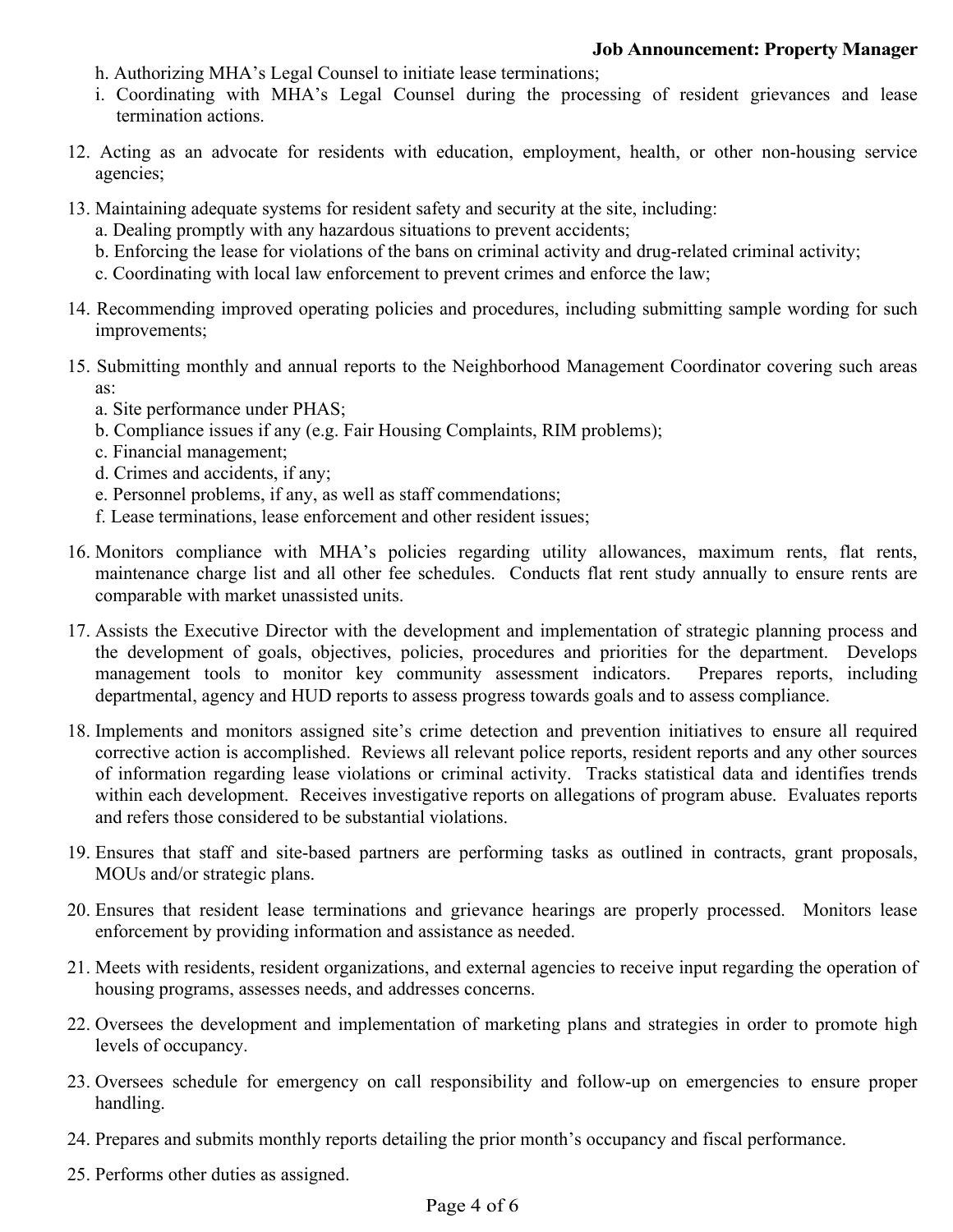h. Authorizing MHA's Legal Counsel to initiate lease terminations;
   i. Coordinating with MHA's Legal Counsel during the processing of resident grievances and lease termination actions.

12. Acting as an advocate for residents with education, employment, health, or other non-housing service agencies;

13. Maintaining adequate systems for resident safety and security at the site, including:
    a. Dealing promptly with any hazardous situations to prevent accidents;
    b. Enforcing the lease for violations of the bans on criminal activity and drug-related criminal activity;
    c. Coordinating with local law enforcement to prevent crimes and enforce the law;

14. Recommending improved operating policies and procedures, including submitting sample wording for such improvements;

15. Submitting monthly and annual reports to the Neighborhood Management Coordinator covering such areas as:
    a. Site performance under PHAS;
    b. Compliance issues if any (e.g. Fair Housing Complaints, RIM problems);
    c. Financial management;
    d. Crimes and accidents, if any;
    e. Personnel problems, if any, as well as staff commendations;
    f. Lease terminations, lease enforcement and other resident issues;

16. Monitors compliance with MHA's policies regarding utility allowances, maximum rents, flat rents, maintenance charge list and all other fee schedules. Conducts flat rent study annually to ensure rents are comparable with market unassisted units.

17. Assists the Executive Director with the development and implementation of strategic planning process and the development of goals, objectives, policies, procedures and priorities for the department. Develops management tools to monitor key community assessment indicators. Prepares reports, including departmental, agency and HUD reports to assess progress towards goals and to assess compliance.

18. Implements and monitors assigned site's crime detection and prevention initiatives to ensure all required corrective action is accomplished. Reviews all relevant police reports, resident reports and any other sources of information regarding lease violations or criminal activity. Tracks statistical data and identifies trends within each development. Receives investigative reports on allegations of program abuse. Evaluates reports and refers those considered to be substantial violations.

19. Ensures that staff and site-based partners are performing tasks as outlined in contracts, grant proposals, MOUs and/or strategic plans.

20. Ensures that resident lease terminations and grievance hearings are properly processed. Monitors lease enforcement by providing information and assistance as needed.

21. Meets with residents, resident organizations, and external agencies to receive input regarding the operation of housing programs, assesses needs, and addresses concerns.

22. Oversees the development and implementation of marketing plans and strategies in order to promote high levels of occupancy.

23. Oversees schedule for emergency on call responsibility and follow-up on emergencies to ensure proper handling.

24. Prepares and submits monthly reports detailing the prior month's occupancy and fiscal performance.

25. Performs other duties as assigned.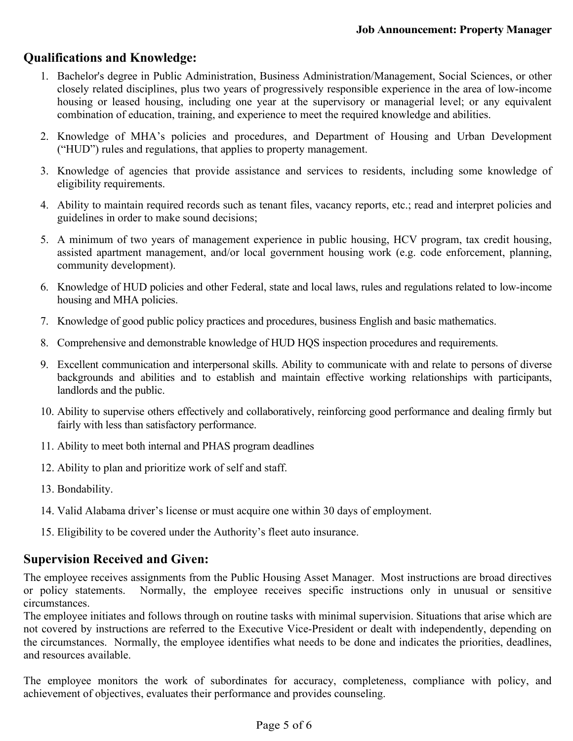## Qualifications and Knowledge:

1. Bachelor's degree in Public Administration, Business Administration/Management, Social Sciences, or other closely related disciplines, plus two years of progressively responsible experience in the area of low-income housing or leased housing, including one year at the supervisory or managerial level; or any equivalent combination of education, training, and experience to meet the required knowledge and abilities.
2. Knowledge of MHA's policies and procedures, and Department of Housing and Urban Development ("HUD") rules and regulations, that applies to property management.
3. Knowledge of agencies that provide assistance and services to residents, including some knowledge of eligibility requirements.
4. Ability to maintain required records such as tenant files, vacancy reports, etc.; read and interpret policies and guidelines in order to make sound decisions;
5. A minimum of two years of management experience in public housing, HCV program, tax credit housing, assisted apartment management, and/or local government housing work (e.g. code enforcement, planning, community development).
6. Knowledge of HUD policies and other Federal, state and local laws, rules and regulations related to low-income housing and MHA policies.
7. Knowledge of good public policy practices and procedures, business English and basic mathematics.
8. Comprehensive and demonstrable knowledge of HUD HQS inspection procedures and requirements.
9. Excellent communication and interpersonal skills. Ability to communicate with and relate to persons of diverse backgrounds and abilities and to establish and maintain effective working relationships with participants, landlords and the public.
10. Ability to supervise others effectively and collaboratively, reinforcing good performance and dealing firmly but fairly with less than satisfactory performance.
11. Ability to meet both internal and PHAS program deadlines
12. Ability to plan and prioritize work of self and staff.
13. Bondability.
14. Valid Alabama driver's license or must acquire one within 30 days of employment.
15. Eligibility to be covered under the Authority's fleet auto insurance.

## Supervision Received and Given:

The employee receives assignments from the Public Housing Asset Manager. Most instructions are broad directives or policy statements. Normally, the employee receives specific instructions only in unusual or sensitive circumstances.

The employee initiates and follows through on routine tasks with minimal supervision. Situations that arise which are not covered by instructions are referred to the Executive Vice-President or dealt with independently, depending on the circumstances. Normally, the employee identifies what needs to be done and indicates the priorities, deadlines, and resources available.

The employee monitors the work of subordinates for accuracy, completeness, compliance with policy, and achievement of objectives, evaluates their performance and provides counseling.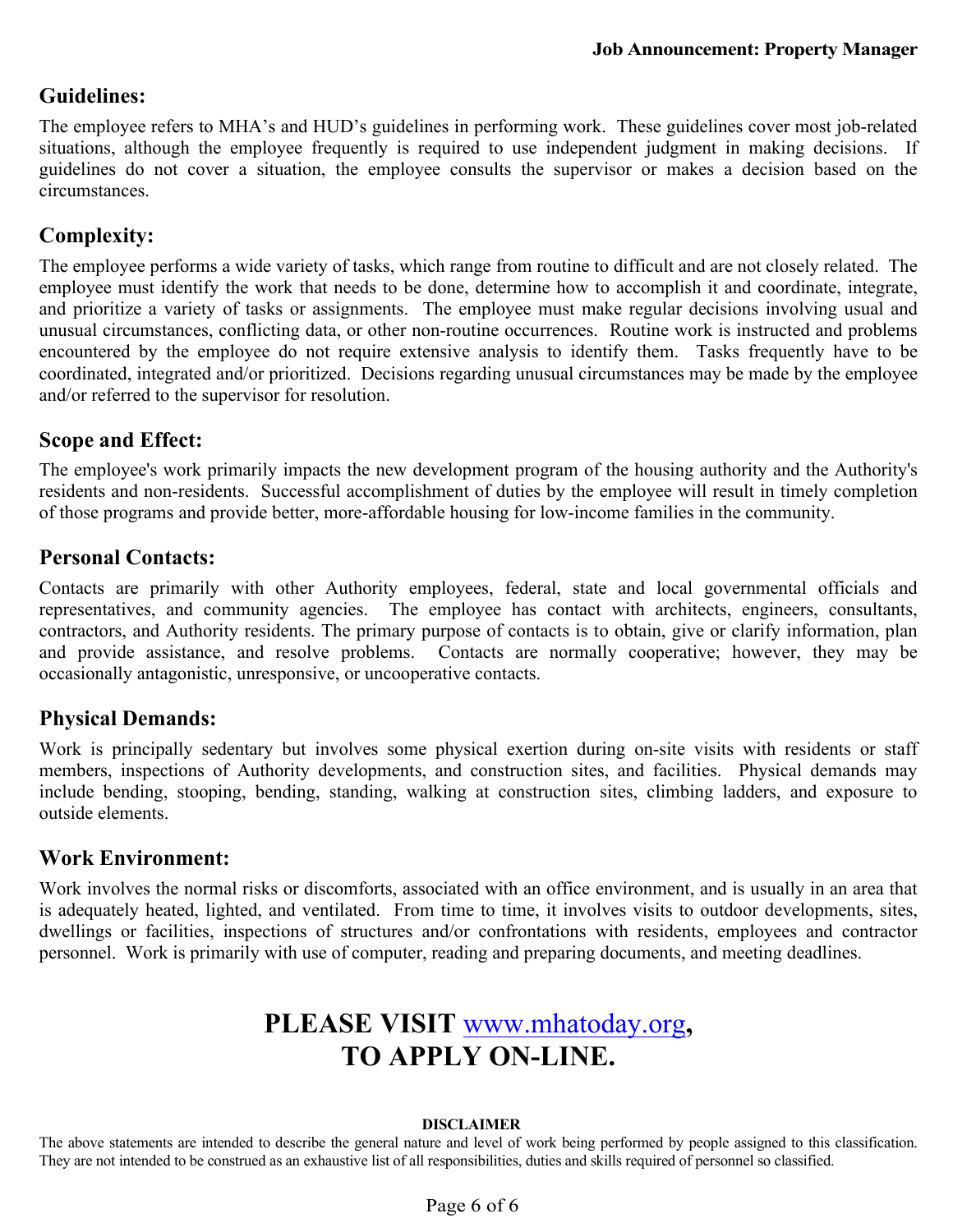## Guidelines:

The employee refers to MHA's and HUD's guidelines in performing work. These guidelines cover most job-related situations, although the employee frequently is required to use independent judgment in making decisions. If guidelines do not cover a situation, the employee consults the supervisor or makes a decision based on the circumstances.

## Complexity:

The employee performs a wide variety of tasks, which range from routine to difficult and are not closely related. The employee must identify the work that needs to be done, determine how to accomplish it and coordinate, integrate, and prioritize a variety of tasks or assignments. The employee must make regular decisions involving usual and unusual circumstances, conflicting data, or other non-routine occurrences. Routine work is instructed and problems encountered by the employee do not require extensive analysis to identify them. Tasks frequently have to be coordinated, integrated and/or prioritized. Decisions regarding unusual circumstances may be made by the employee and/or referred to the supervisor for resolution.

## Scope and Effect:

The employee's work primarily impacts the new development program of the housing authority and the Authority's residents and non-residents. Successful accomplishment of duties by the employee will result in timely completion of those programs and provide better, more-affordable housing for low-income families in the community.

## Personal Contacts:

Contacts are primarily with other Authority employees, federal, state and local governmental officials and representatives, and community agencies. The employee has contact with architects, engineers, consultants, contractors, and Authority residents. The primary purpose of contacts is to obtain, give or clarify information, plan and provide assistance, and resolve problems. Contacts are normally cooperative; however, they may be occasionally antagonistic, unresponsive, or uncooperative contacts.

## Physical Demands:

Work is principally sedentary but involves some physical exertion during on-site visits with residents or staff members, inspections of Authority developments, and construction sites, and facilities. Physical demands may include bending, stooping, bending, standing, walking at construction sites, climbing ladders, and exposure to outside elements.

## Work Environment:

Work involves the normal risks or discomforts, associated with an office environment, and is usually in an area that is adequately heated, lighted, and ventilated. From time to time, it involves visits to outdoor developments, sites, dwellings or facilities, inspections of structures and/or confrontations with residents, employees and contractor personnel. Work is primarily with use of computer, reading and preparing documents, and meeting deadlines.

# PLEASE VISIT [www.mhatoday.org](http://www.mhatoday.org), TO APPLY ON-LINE.

**DISCLAIMER**

The above statements are intended to describe the general nature and level of work being performed by people assigned to this classification. They are not intended to be construed as an exhaustive list of all responsibilities, duties and skills required of personnel so classified.